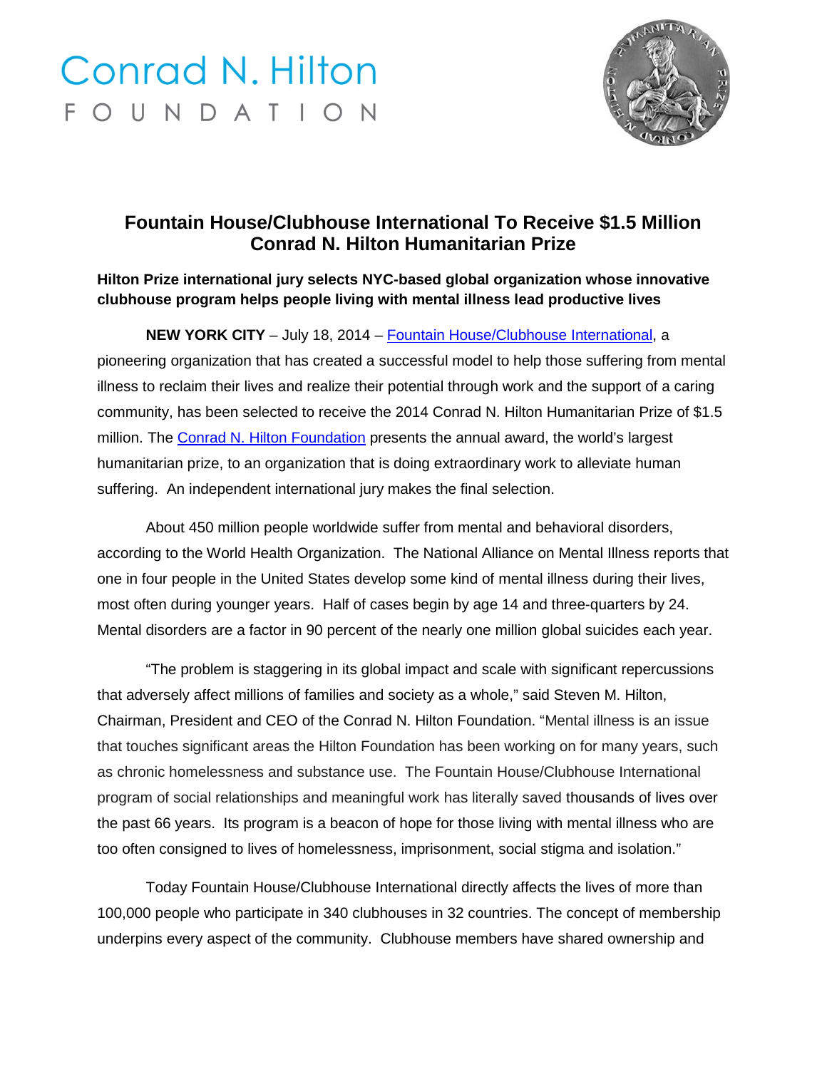Conrad N. Hilton
FOUNDATION

# Fountain House/Clubhouse International To Receive $1.5 Million Conrad N. Hilton Humanitarian Prize

**Hilton Prize international jury selects NYC-based global organization whose innovative clubhouse program helps people living with mental illness lead productive lives**

**NEW YORK CITY** – July 18, 2014 – Fountain House/Clubhouse International, a pioneering organization that has created a successful model to help those suffering from mental illness to reclaim their lives and realize their potential through work and the support of a caring community, has been selected to receive the 2014 Conrad N. Hilton Humanitarian Prize of $1.5 million. The Conrad N. Hilton Foundation presents the annual award, the world's largest humanitarian prize, to an organization that is doing extraordinary work to alleviate human suffering. An independent international jury makes the final selection.

About 450 million people worldwide suffer from mental and behavioral disorders, according to the World Health Organization. The National Alliance on Mental Illness reports that one in four people in the United States develop some kind of mental illness during their lives, most often during younger years. Half of cases begin by age 14 and three-quarters by 24. Mental disorders are a factor in 90 percent of the nearly one million global suicides each year.

"The problem is staggering in its global impact and scale with significant repercussions that adversely affect millions of families and society as a whole," said Steven M. Hilton, Chairman, President and CEO of the Conrad N. Hilton Foundation. "Mental illness is an issue that touches significant areas the Hilton Foundation has been working on for many years, such as chronic homelessness and substance use. The Fountain House/Clubhouse International program of social relationships and meaningful work has literally saved thousands of lives over the past 66 years. Its program is a beacon of hope for those living with mental illness who are too often consigned to lives of homelessness, imprisonment, social stigma and isolation."

Today Fountain House/Clubhouse International directly affects the lives of more than 100,000 people who participate in 340 clubhouses in 32 countries. The concept of membership underpins every aspect of the community. Clubhouse members have shared ownership and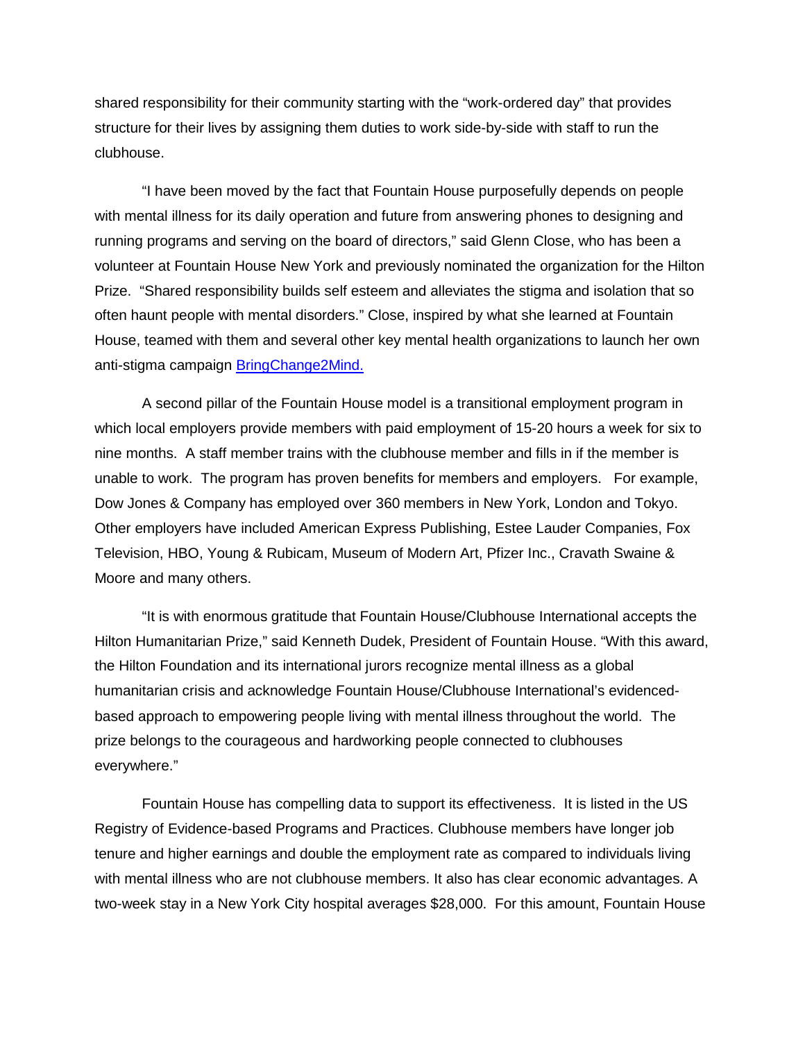shared responsibility for their community starting with the "work-ordered day" that provides structure for their lives by assigning them duties to work side-by-side with staff to run the clubhouse.

"I have been moved by the fact that Fountain House purposefully depends on people with mental illness for its daily operation and future from answering phones to designing and running programs and serving on the board of directors," said Glenn Close, who has been a volunteer at Fountain House New York and previously nominated the organization for the Hilton Prize. "Shared responsibility builds self esteem and alleviates the stigma and isolation that so often haunt people with mental disorders." Close, inspired by what she learned at Fountain House, teamed with them and several other key mental health organizations to launch her own anti-stigma campaign [BringChange2Mind.]

A second pillar of the Fountain House model is a transitional employment program in which local employers provide members with paid employment of 15-20 hours a week for six to nine months. A staff member trains with the clubhouse member and fills in if the member is unable to work. The program has proven benefits for members and employers. For example, Dow Jones & Company has employed over 360 members in New York, London and Tokyo. Other employers have included American Express Publishing, Estee Lauder Companies, Fox Television, HBO, Young & Rubicam, Museum of Modern Art, Pfizer Inc., Cravath Swaine & Moore and many others.

"It is with enormous gratitude that Fountain House/Clubhouse International accepts the Hilton Humanitarian Prize," said Kenneth Dudek, President of Fountain House. "With this award, the Hilton Foundation and its international jurors recognize mental illness as a global humanitarian crisis and acknowledge Fountain House/Clubhouse International's evidenced-based approach to empowering people living with mental illness throughout the world. The prize belongs to the courageous and hardworking people connected to clubhouses everywhere."

Fountain House has compelling data to support its effectiveness. It is listed in the US Registry of Evidence-based Programs and Practices. Clubhouse members have longer job tenure and higher earnings and double the employment rate as compared to individuals living with mental illness who are not clubhouse members. It also has clear economic advantages. A two-week stay in a New York City hospital averages $28,000. For this amount, Fountain House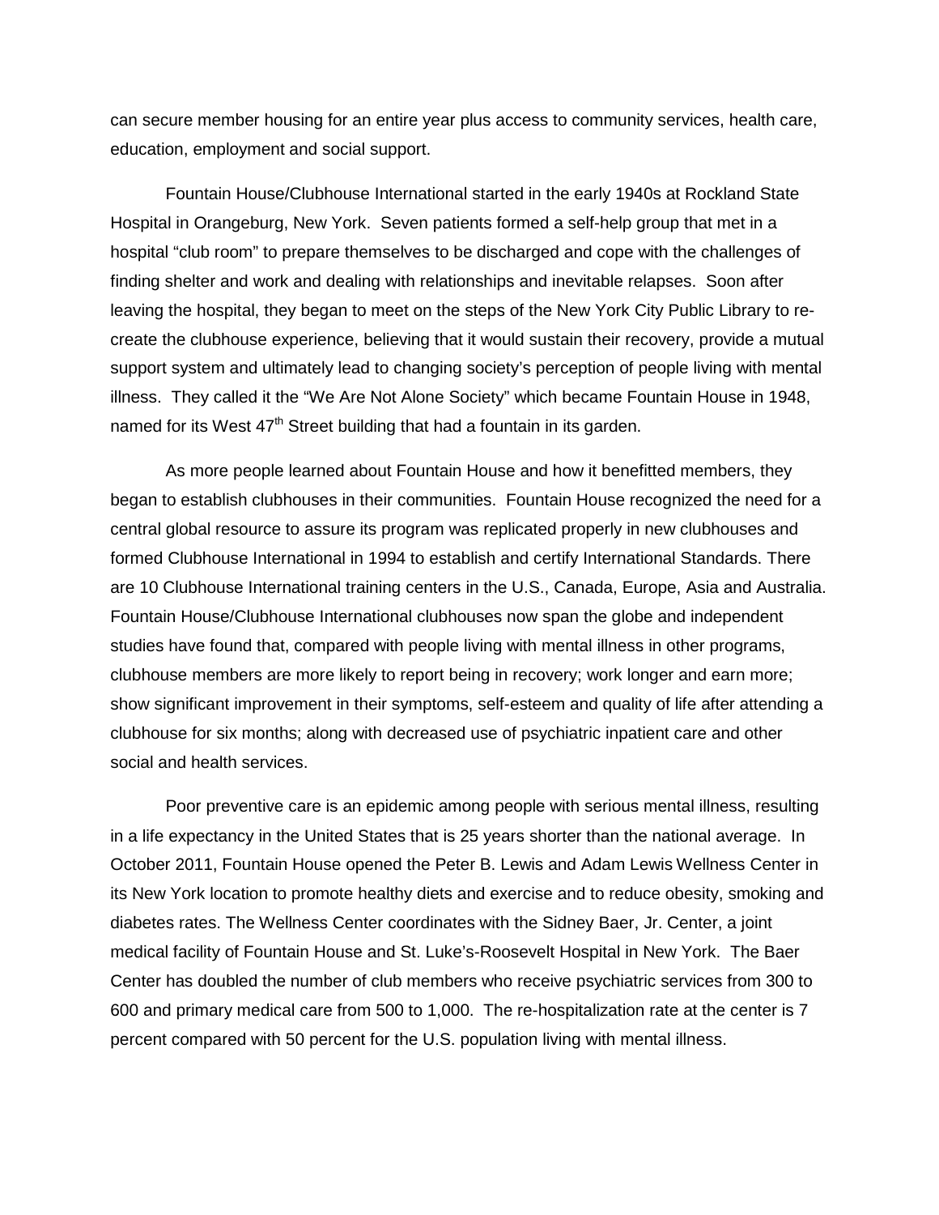can secure member housing for an entire year plus access to community services, health care, education, employment and social support.

Fountain House/Clubhouse International started in the early 1940s at Rockland State Hospital in Orangeburg, New York. Seven patients formed a self-help group that met in a hospital "club room" to prepare themselves to be discharged and cope with the challenges of finding shelter and work and dealing with relationships and inevitable relapses. Soon after leaving the hospital, they began to meet on the steps of the New York City Public Library to re-create the clubhouse experience, believing that it would sustain their recovery, provide a mutual support system and ultimately lead to changing society's perception of people living with mental illness. They called it the "We Are Not Alone Society" which became Fountain House in 1948, named for its West 47th Street building that had a fountain in its garden.

As more people learned about Fountain House and how it benefitted members, they began to establish clubhouses in their communities. Fountain House recognized the need for a central global resource to assure its program was replicated properly in new clubhouses and formed Clubhouse International in 1994 to establish and certify International Standards. There are 10 Clubhouse International training centers in the U.S., Canada, Europe, Asia and Australia. Fountain House/Clubhouse International clubhouses now span the globe and independent studies have found that, compared with people living with mental illness in other programs, clubhouse members are more likely to report being in recovery; work longer and earn more; show significant improvement in their symptoms, self-esteem and quality of life after attending a clubhouse for six months; along with decreased use of psychiatric inpatient care and other social and health services.

Poor preventive care is an epidemic among people with serious mental illness, resulting in a life expectancy in the United States that is 25 years shorter than the national average. In October 2011, Fountain House opened the Peter B. Lewis and Adam Lewis Wellness Center in its New York location to promote healthy diets and exercise and to reduce obesity, smoking and diabetes rates. The Wellness Center coordinates with the Sidney Baer, Jr. Center, a joint medical facility of Fountain House and St. Luke's-Roosevelt Hospital in New York. The Baer Center has doubled the number of club members who receive psychiatric services from 300 to 600 and primary medical care from 500 to 1,000. The re-hospitalization rate at the center is 7 percent compared with 50 percent for the U.S. population living with mental illness.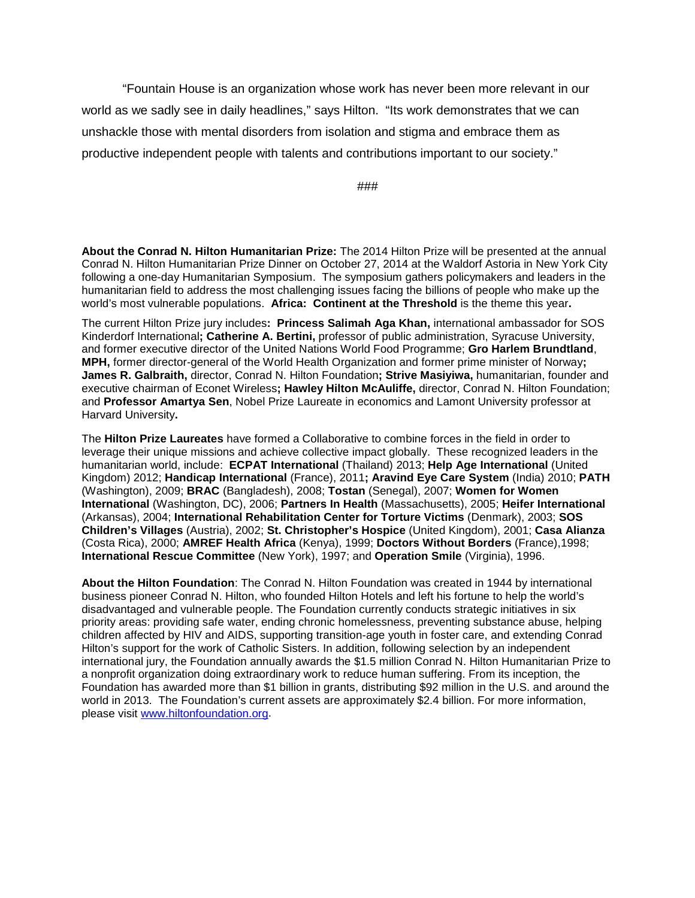"Fountain House is an organization whose work has never been more relevant in our world as we sadly see in daily headlines," says Hilton. "Its work demonstrates that we can unshackle those with mental disorders from isolation and stigma and embrace them as productive independent people with talents and contributions important to our society."

###

**About the Conrad N. Hilton Humanitarian Prize:** The 2014 Hilton Prize will be presented at the annual Conrad N. Hilton Humanitarian Prize Dinner on October 27, 2014 at the Waldorf Astoria in New York City following a one-day Humanitarian Symposium. The symposium gathers policymakers and leaders in the humanitarian field to address the most challenging issues facing the billions of people who make up the world's most vulnerable populations. **Africa: Continent at the Threshold** is the theme this year**.**

The current Hilton Prize jury includes**: Princess Salimah Aga Khan,** international ambassador for SOS Kinderdorf International**; Catherine A. Bertini,** professor of public administration, Syracuse University, and former executive director of the United Nations World Food Programme; **Gro Harlem Brundtland**, **MPH,** former director-general of the World Health Organization and former prime minister of Norway**; James R. Galbraith,** director, Conrad N. Hilton Foundation**; Strive Masiyiwa,** humanitarian, founder and executive chairman of Econet Wireless**; Hawley Hilton McAuliffe,** director, Conrad N. Hilton Foundation; and **Professor Amartya Sen**, Nobel Prize Laureate in economics and Lamont University professor at Harvard University**.**

The **Hilton Prize Laureates** have formed a Collaborative to combine forces in the field in order to leverage their unique missions and achieve collective impact globally. These recognized leaders in the humanitarian world, include: **ECPAT International** (Thailand) 2013; **Help Age International** (United Kingdom) 2012; **Handicap International** (France), 2011**; Aravind Eye Care System** (India) 2010; **PATH** (Washington), 2009; **BRAC** (Bangladesh), 2008; **Tostan** (Senegal), 2007; **Women for Women International** (Washington, DC), 2006; **Partners In Health** (Massachusetts), 2005; **Heifer International** (Arkansas), 2004; **International Rehabilitation Center for Torture Victims** (Denmark), 2003; **SOS Children's Villages** (Austria), 2002; **St. Christopher's Hospice** (United Kingdom), 2001; **Casa Alianza** (Costa Rica), 2000; **AMREF Health Africa** (Kenya), 1999; **Doctors Without Borders** (France),1998; **International Rescue Committee** (New York), 1997; and **Operation Smile** (Virginia), 1996.

**About the Hilton Foundation**: The Conrad N. Hilton Foundation was created in 1944 by international business pioneer Conrad N. Hilton, who founded Hilton Hotels and left his fortune to help the world's disadvantaged and vulnerable people. The Foundation currently conducts strategic initiatives in six priority areas: providing safe water, ending chronic homelessness, preventing substance abuse, helping children affected by HIV and AIDS, supporting transition-age youth in foster care, and extending Conrad Hilton's support for the work of Catholic Sisters. In addition, following selection by an independent international jury, the Foundation annually awards the $1.5 million Conrad N. Hilton Humanitarian Prize to a nonprofit organization doing extraordinary work to reduce human suffering. From its inception, the Foundation has awarded more than $1 billion in grants, distributing $92 million in the U.S. and around the world in 2013. The Foundation's current assets are approximately $2.4 billion. For more information, please visit [www.hiltonfoundation.org](http://www.hiltonfoundation.org).